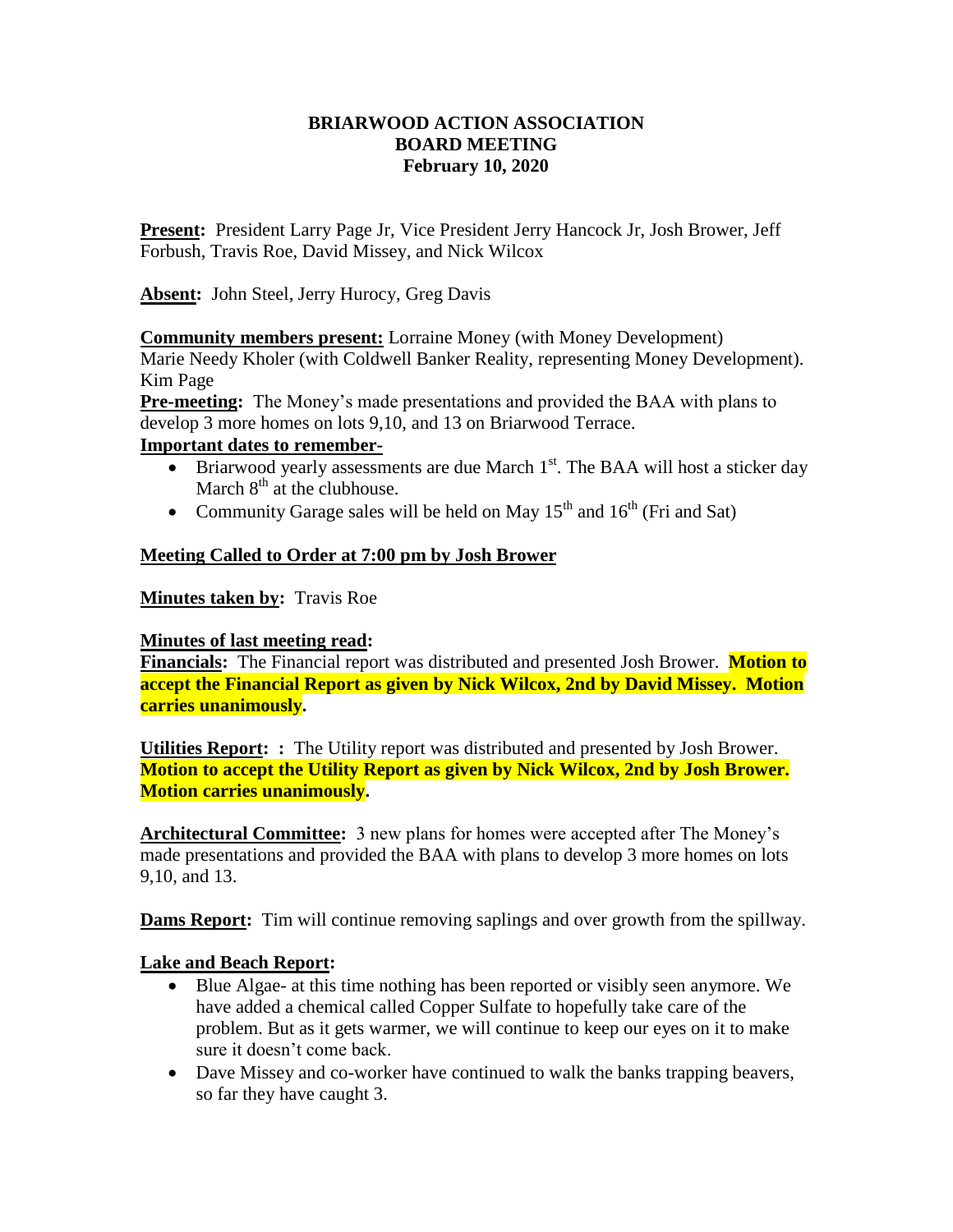**BRIARWOOD ACTION ASSOCIATION**
**BOARD MEETING**
**February 10, 2020**

**Present:** President Larry Page Jr, Vice President Jerry Hancock Jr, Josh Brower, Jeff Forbush, Travis Roe, David Missey, and Nick Wilcox

**Absent:** John Steel, Jerry Hurocy, Greg Davis

**Community members present:** Lorraine Money (with Money Development)
Marie Needy Kholer (with Coldwell Banker Reality, representing Money Development).
Kim Page

**Pre-meeting:** The Money's made presentations and provided the BAA with plans to develop 3 more homes on lots 9,10, and 13 on Briarwood Terrace.

**Important dates to remember-**

- Briarwood yearly assessments are due March 1st. The BAA will host a sticker day March 8th at the clubhouse.
- Community Garage sales will be held on May 15th and 16th (Fri and Sat)

**Meeting Called to Order at 7:00 pm by Josh Brower**

**Minutes taken by:** Travis Roe

**Minutes of last meeting read:**

**Financials:** The Financial report was distributed and presented Josh Brower. **Motion to accept the Financial Report as given by Nick Wilcox, 2nd by David Missey. Motion carries unanimously.**

**Utilities Report: :** The Utility report was distributed and presented by Josh Brower. **Motion to accept the Utility Report as given by Nick Wilcox, 2nd by Josh Brower. Motion carries unanimously.**

**Architectural Committee:** 3 new plans for homes were accepted after The Money's made presentations and provided the BAA with plans to develop 3 more homes on lots 9,10, and 13.

**Dams Report:** Tim will continue removing saplings and over growth from the spillway.

**Lake and Beach Report:**

- Blue Algae- at this time nothing has been reported or visibly seen anymore. We have added a chemical called Copper Sulfate to hopefully take care of the problem. But as it gets warmer, we will continue to keep our eyes on it to make sure it doesn't come back.
- Dave Missey and co-worker have continued to walk the banks trapping beavers, so far they have caught 3.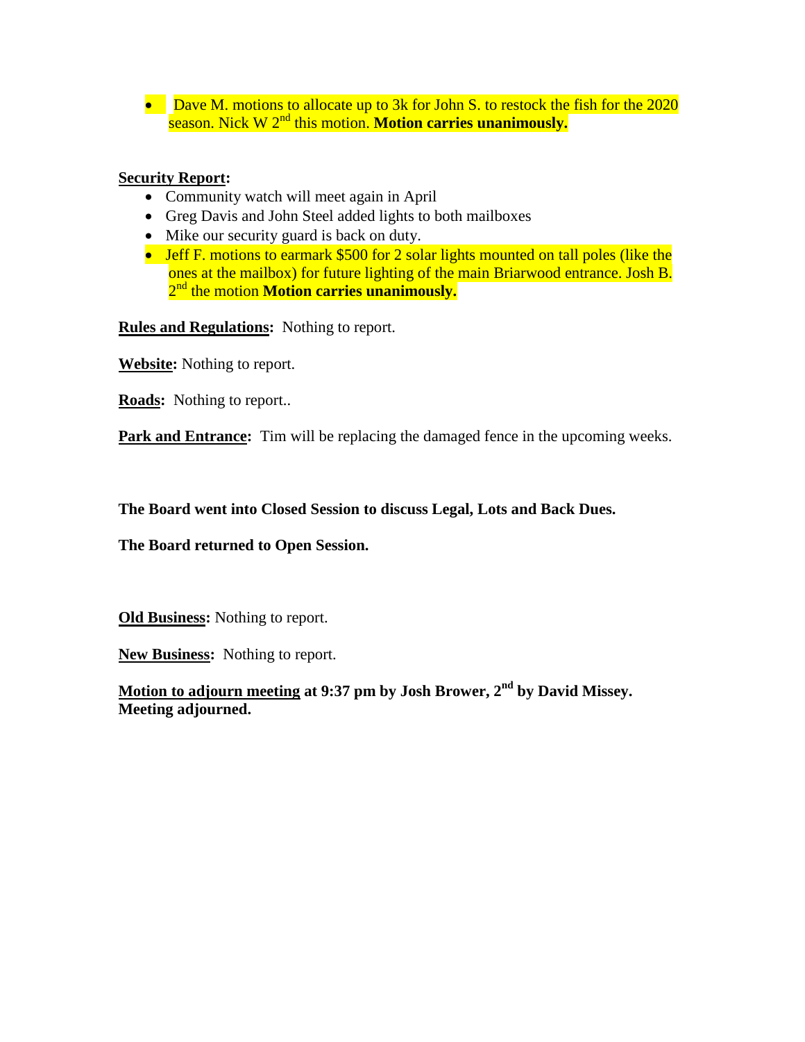- Dave M. motions to allocate up to 3k for John S. to restock the fish for the 2020 season. Nick W 2nd this motion. **Motion carries unanimously.**

**Security Report:**

- Community watch will meet again in April
- Greg Davis and John Steel added lights to both mailboxes
- Mike our security guard is back on duty.
- Jeff F. motions to earmark $500 for 2 solar lights mounted on tall poles (like the ones at the mailbox) for future lighting of the main Briarwood entrance. Josh B. 2nd the motion **Motion carries unanimously.**

**Rules and Regulations:** Nothing to report.

**Website:** Nothing to report.

**Roads:** Nothing to report..

**Park and Entrance:** Tim will be replacing the damaged fence in the upcoming weeks.

**The Board went into Closed Session to discuss Legal, Lots and Back Dues.**

**The Board returned to Open Session.**

**Old Business:** Nothing to report.

**New Business:** Nothing to report.

**Motion to adjourn meeting at 9:37 pm by Josh Brower, 2nd by David Missey. Meeting adjourned.**